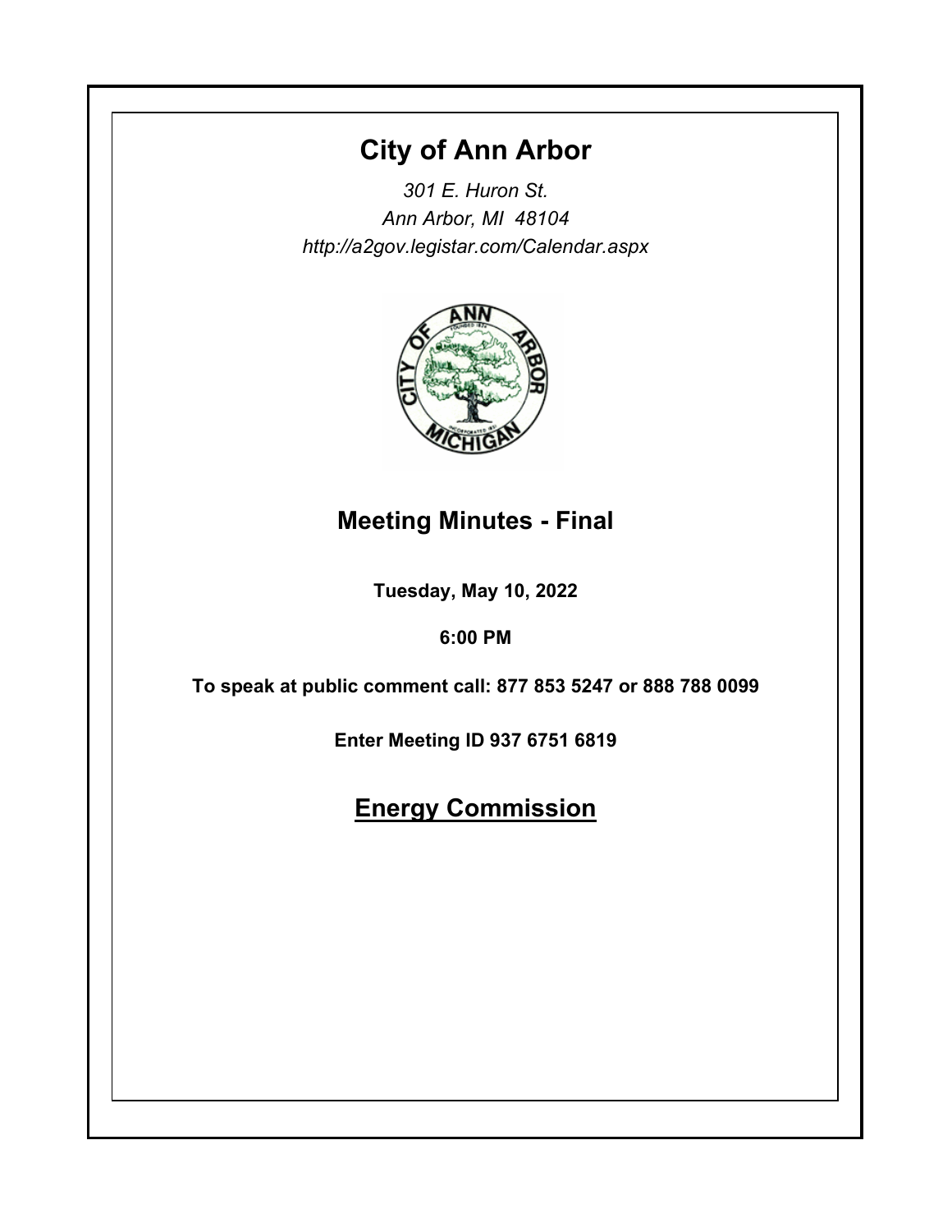# City of Ann Arbor

*301 E. Huron St.*
*Ann Arbor, MI 48104*
*http://a2gov.legistar.com/Calendar.aspx*

## Meeting Minutes - Final

**Tuesday, May 10, 2022**

**6:00 PM**

**To speak at public comment call: 877 853 5247 or 888 788 0099**

**Enter Meeting ID 937 6751 6819**

## Energy Commission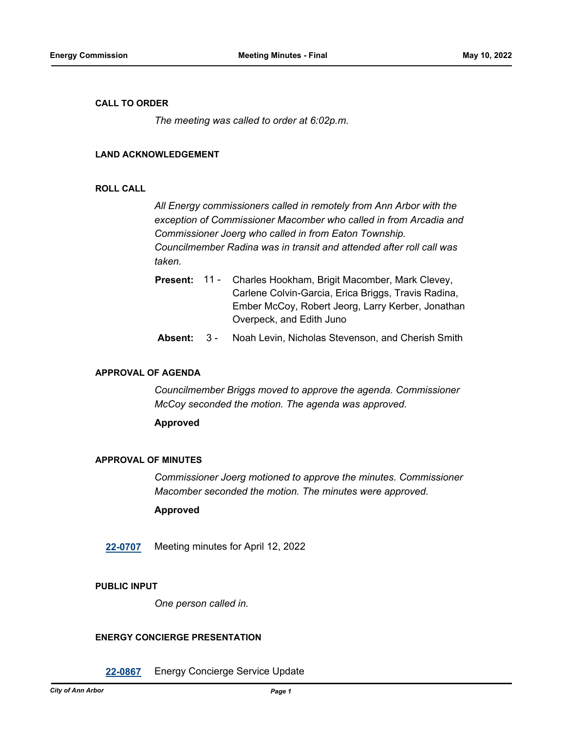## CALL TO ORDER

*The meeting was called to order at 6:02p.m.*

## LAND ACKNOWLEDGEMENT

## ROLL CALL

*All Energy commissioners called in remotely from Ann Arbor with the exception of Commissioner Macomber who called in from Arcadia and Commissioner Joerg who called in from Eaton Township. Councilmember Radina was in transit and attended after roll call was taken.*

**Present:** 11 - Charles Hookham, Brigit Macomber, Mark Clevey, Carlene Colvin-Garcia, Erica Briggs, Travis Radina, Ember McCoy, Robert Jeorg, Larry Kerber, Jonathan Overpeck, and Edith Juno

**Absent:** 3 - Noah Levin, Nicholas Stevenson, and Cherish Smith

## APPROVAL OF AGENDA

*Councilmember Briggs moved to approve the agenda. Commissioner McCoy seconded the motion. The agenda was approved.*

**Approved**

## APPROVAL OF MINUTES

*Commissioner Joerg motioned to approve the minutes. Commissioner Macomber seconded the motion. The minutes were approved.*

**Approved**

**22-0707** Meeting minutes for April 12, 2022

## PUBLIC INPUT

*One person called in.*

## ENERGY CONCIERGE PRESENTATION

**22-0867** Energy Concierge Service Update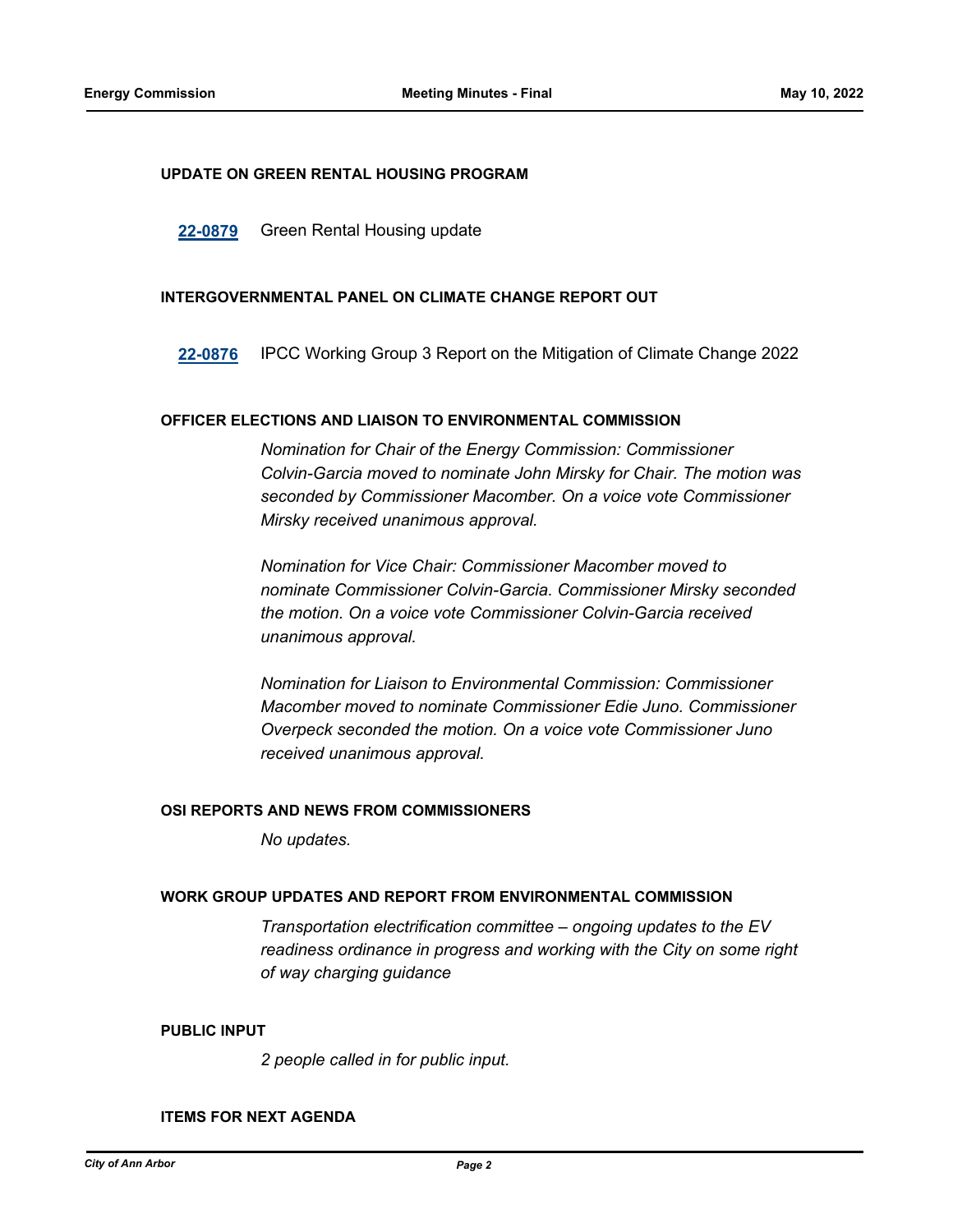## UPDATE ON GREEN RENTAL HOUSING PROGRAM

**22-0879** Green Rental Housing update

## INTERGOVERNMENTAL PANEL ON CLIMATE CHANGE REPORT OUT

**22-0876** IPCC Working Group 3 Report on the Mitigation of Climate Change 2022

## OFFICER ELECTIONS AND LIAISON TO ENVIRONMENTAL COMMISSION

*Nomination for Chair of the Energy Commission: Commissioner Colvin-Garcia moved to nominate John Mirsky for Chair. The motion was seconded by Commissioner Macomber. On a voice vote Commissioner Mirsky received unanimous approval.*

*Nomination for Vice Chair: Commissioner Macomber moved to nominate Commissioner Colvin-Garcia. Commissioner Mirsky seconded the motion. On a voice vote Commissioner Colvin-Garcia received unanimous approval.*

*Nomination for Liaison to Environmental Commission: Commissioner Macomber moved to nominate Commissioner Edie Juno. Commissioner Overpeck seconded the motion. On a voice vote Commissioner Juno received unanimous approval.*

## OSI REPORTS AND NEWS FROM COMMISSIONERS

*No updates.*

## WORK GROUP UPDATES AND REPORT FROM ENVIRONMENTAL COMMISSION

*Transportation electrification committee – ongoing updates to the EV readiness ordinance in progress and working with the City on some right of way charging guidance*

## PUBLIC INPUT

*2 people called in for public input.*

## ITEMS FOR NEXT AGENDA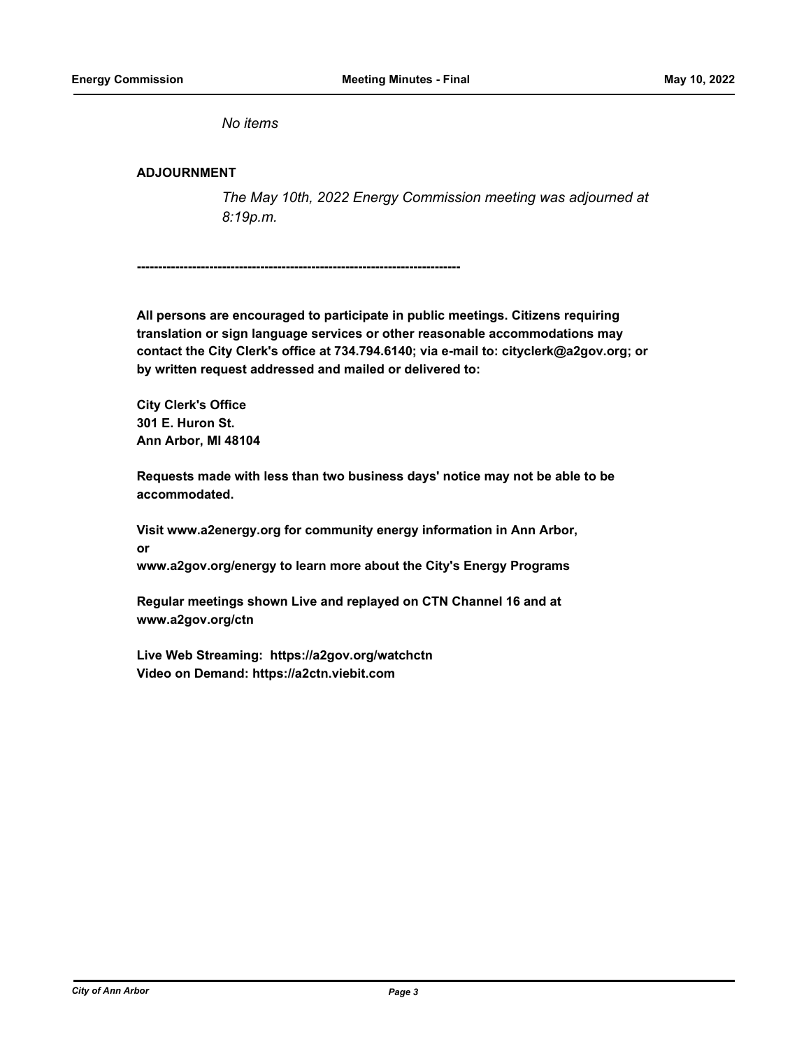*No items*

**ADJOURNMENT**

*The May 10th, 2022 Energy Commission meeting was adjourned at 8:19p.m.*

**---------------------------------------------------------------------------**

**All persons are encouraged to participate in public meetings. Citizens requiring translation or sign language services or other reasonable accommodations may contact the City Clerk's office at 734.794.6140; via e-mail to: cityclerk@a2gov.org; or by written request addressed and mailed or delivered to:**

**City Clerk's Office**
**301 E. Huron St.**
**Ann Arbor, MI 48104**

**Requests made with less than two business days' notice may not be able to be accommodated.**

**Visit www.a2energy.org for community energy information in Ann Arbor,**
**or**
**www.a2gov.org/energy to learn more about the City's Energy Programs**

**Regular meetings shown Live and replayed on CTN Channel 16 and at www.a2gov.org/ctn**

**Live Web Streaming: https://a2gov.org/watchctn**
**Video on Demand: https://a2ctn.viebit.com**